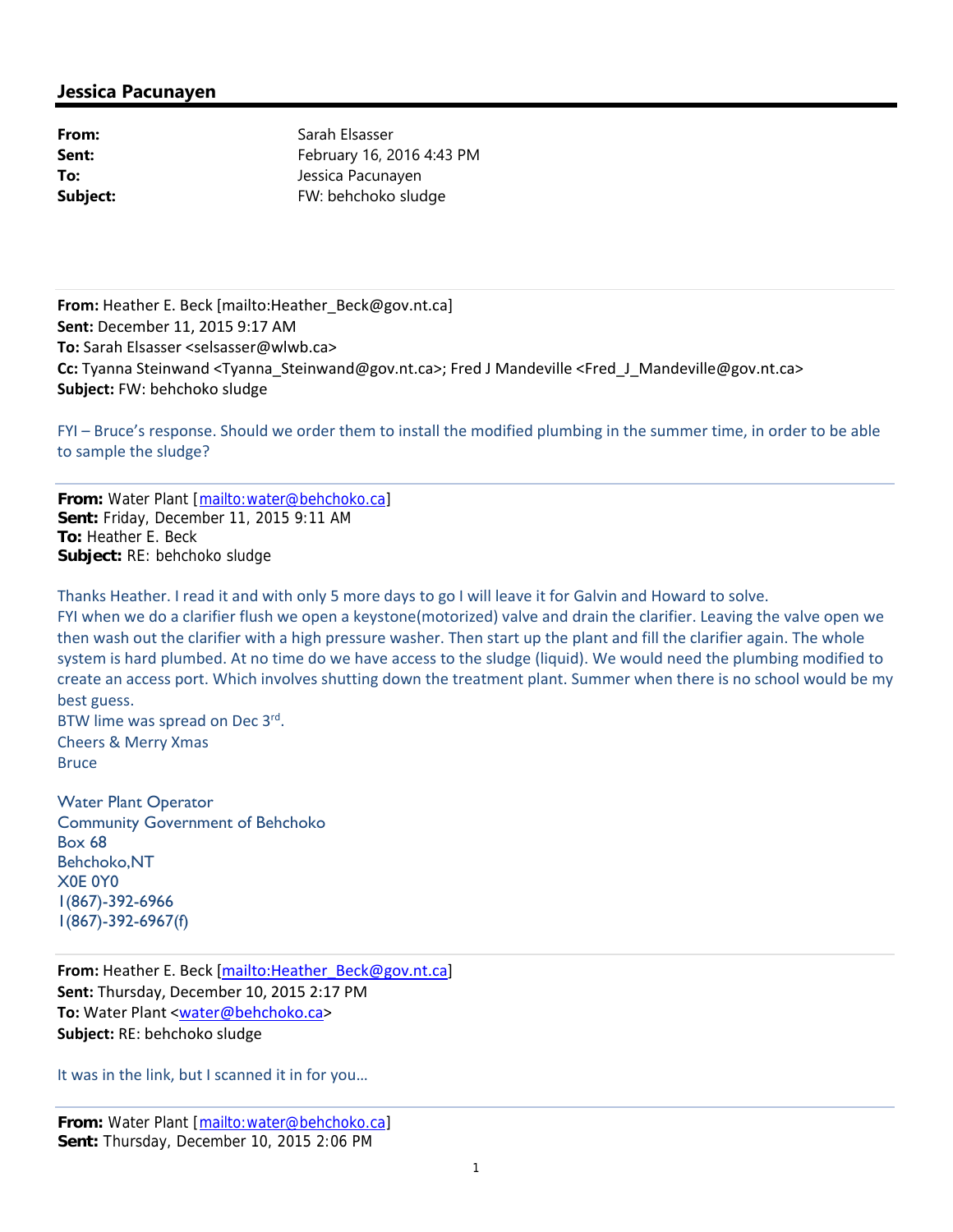## Jessica Pacunayen

**From:** Sarah Elsasser
**Sent:** February 16, 2016 4:43 PM
**To:** Jessica Pacunayen
**Subject:** FW: behchoko sludge

---

**From:** Heather E. Beck [mailto:Heather_Beck@gov.nt.ca]
**Sent:** December 11, 2015 9:17 AM
**To:** Sarah Elsasser <selsasser@wlwb.ca>
**Cc:** Tyanna Steinwand <Tyanna_Steinwand@gov.nt.ca>; Fred J Mandeville <Fred_J_Mandeville@gov.nt.ca>
**Subject:** FW: behchoko sludge

FYI – Bruce's response. Should we order them to install the modified plumbing in the summer time, in order to be able to sample the sludge?

---

**From:** Water Plant [mailto:water@behchoko.ca]
**Sent:** Friday, December 11, 2015 9:11 AM
**To:** Heather E. Beck
**Subject:** RE: behchoko sludge

Thanks Heather. I read it and with only 5 more days to go I will leave it for Galvin and Howard to solve.
FYI when we do a clarifier flush we open a keystone(motorized) valve and drain the clarifier. Leaving the valve open we then wash out the clarifier with a high pressure washer. Then start up the plant and fill the clarifier again. The whole system is hard plumbed. At no time do we have access to the sludge (liquid). We would need the plumbing modified to create an access port. Which involves shutting down the treatment plant. Summer when there is no school would be my best guess.
BTW lime was spread on Dec 3rd.
Cheers & Merry Xmas
Bruce

Water Plant Operator
Community Government of Behchoko
Box 68
Behchoko,NT
X0E 0Y0
1(867)-392-6966
1(867)-392-6967(f)

---

**From:** Heather E. Beck [mailto:Heather_Beck@gov.nt.ca]
**Sent:** Thursday, December 10, 2015 2:17 PM
**To:** Water Plant <water@behchoko.ca>
**Subject:** RE: behchoko sludge

It was in the link, but I scanned it in for you…

---

**From:** Water Plant [mailto:water@behchoko.ca]
**Sent:** Thursday, December 10, 2015 2:06 PM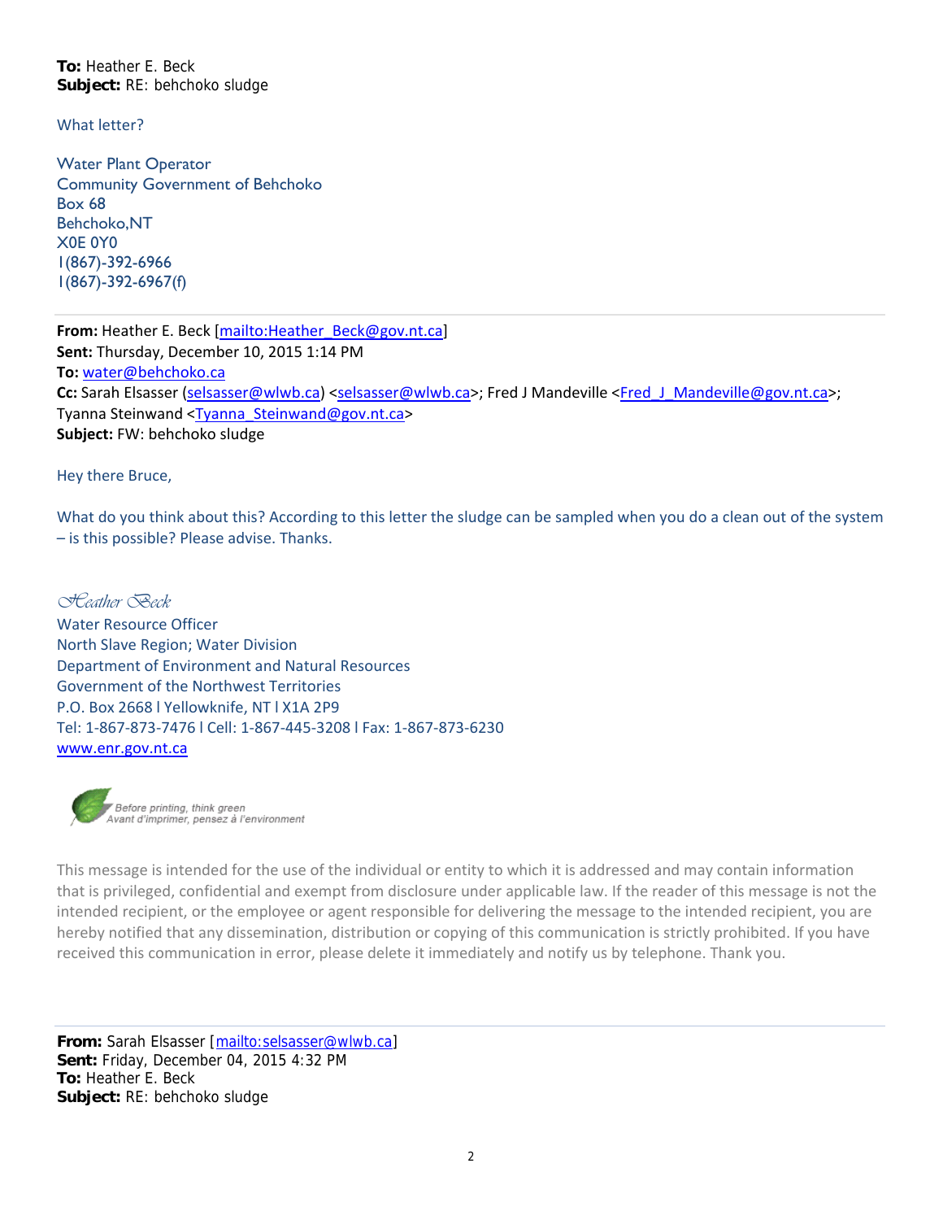**To:** Heather E. Beck
**Subject:** RE: behchoko sludge

What letter?

Water Plant Operator
Community Government of Behchoko
Box 68
Behchoko,NT
X0E 0Y0
1(867)-392-6966
1(867)-392-6967(f)

---

**From:** Heather E. Beck [mailto:Heather_Beck@gov.nt.ca]
**Sent:** Thursday, December 10, 2015 1:14 PM
**To:** water@behchoko.ca
**Cc:** Sarah Elsasser (selsasser@wlwb.ca) <selsasser@wlwb.ca>; Fred J Mandeville <Fred_J_Mandeville@gov.nt.ca>; Tyanna Steinwand <Tyanna_Steinwand@gov.nt.ca>
**Subject:** FW: behchoko sludge

Hey there Bruce,

What do you think about this? According to this letter the sludge can be sampled when you do a clean out of the system – is this possible? Please advise. Thanks.

*Heather Beck*
Water Resource Officer
North Slave Region; Water Division
Department of Environment and Natural Resources
Government of the Northwest Territories
P.O. Box 2668 l Yellowknife, NT l X1A 2P9
Tel: 1-867-873-7476 l Cell: 1-867-445-3208 l Fax: 1-867-873-6230
www.enr.gov.nt.ca

*Before printing, think green*
*Avant d'imprimer, pensez à l'environment*

This message is intended for the use of the individual or entity to which it is addressed and may contain information that is privileged, confidential and exempt from disclosure under applicable law. If the reader of this message is not the intended recipient, or the employee or agent responsible for delivering the message to the intended recipient, you are hereby notified that any dissemination, distribution or copying of this communication is strictly prohibited. If you have received this communication in error, please delete it immediately and notify us by telephone. Thank you.

---

**From:** Sarah Elsasser [mailto:selsasser@wlwb.ca]
**Sent:** Friday, December 04, 2015 4:32 PM
**To:** Heather E. Beck
**Subject:** RE: behchoko sludge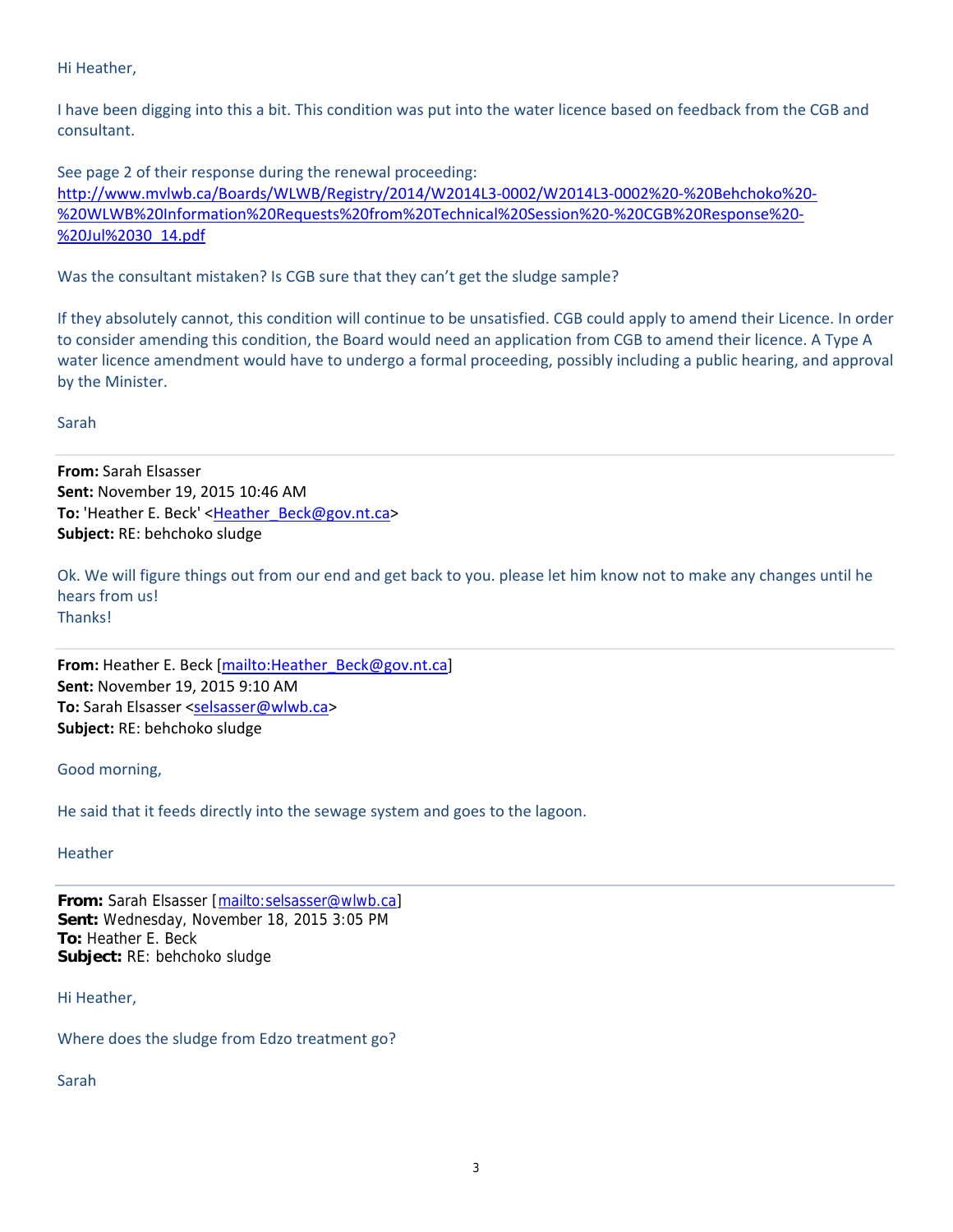Hi Heather,

I have been digging into this a bit. This condition was put into the water licence based on feedback from the CGB and consultant.

See page 2 of their response during the renewal proceeding:
[http://www.mvlwb.ca/Boards/WLWB/Registry/2014/W2014L3-0002/W2014L3-0002%20-%20Behchoko%20-%20WLWB%20Information%20Requests%20from%20Technical%20Session%20-%20CGB%20Response%20-%20Jul%2030_14.pdf](http://www.mvlwb.ca/Boards/WLWB/Registry/2014/W2014L3-0002/W2014L3-0002%20-%20Behchoko%20-%20WLWB%20Information%20Requests%20from%20Technical%20Session%20-%20CGB%20Response%20-%20Jul%2030_14.pdf)

Was the consultant mistaken? Is CGB sure that they can't get the sludge sample?

If they absolutely cannot, this condition will continue to be unsatisfied. CGB could apply to amend their Licence. In order to consider amending this condition, the Board would need an application from CGB to amend their licence. A Type A water licence amendment would have to undergo a formal proceeding, possibly including a public hearing, and approval by the Minister.

Sarah

---

**From:** Sarah Elsasser
**Sent:** November 19, 2015 10:46 AM
**To:** 'Heather E. Beck' <Heather_Beck@gov.nt.ca>
**Subject:** RE: behchoko sludge

Ok. We will figure things out from our end and get back to you. please let him know not to make any changes until he hears from us!
Thanks!

---

**From:** Heather E. Beck [mailto:Heather_Beck@gov.nt.ca]
**Sent:** November 19, 2015 9:10 AM
**To:** Sarah Elsasser <selsasser@wlwb.ca>
**Subject:** RE: behchoko sludge

Good morning,

He said that it feeds directly into the sewage system and goes to the lagoon.

Heather

---

**From:** Sarah Elsasser [mailto:selsasser@wlwb.ca]
**Sent:** Wednesday, November 18, 2015 3:05 PM
**To:** Heather E. Beck
**Subject:** RE: behchoko sludge

Hi Heather,

Where does the sludge from Edzo treatment go?

Sarah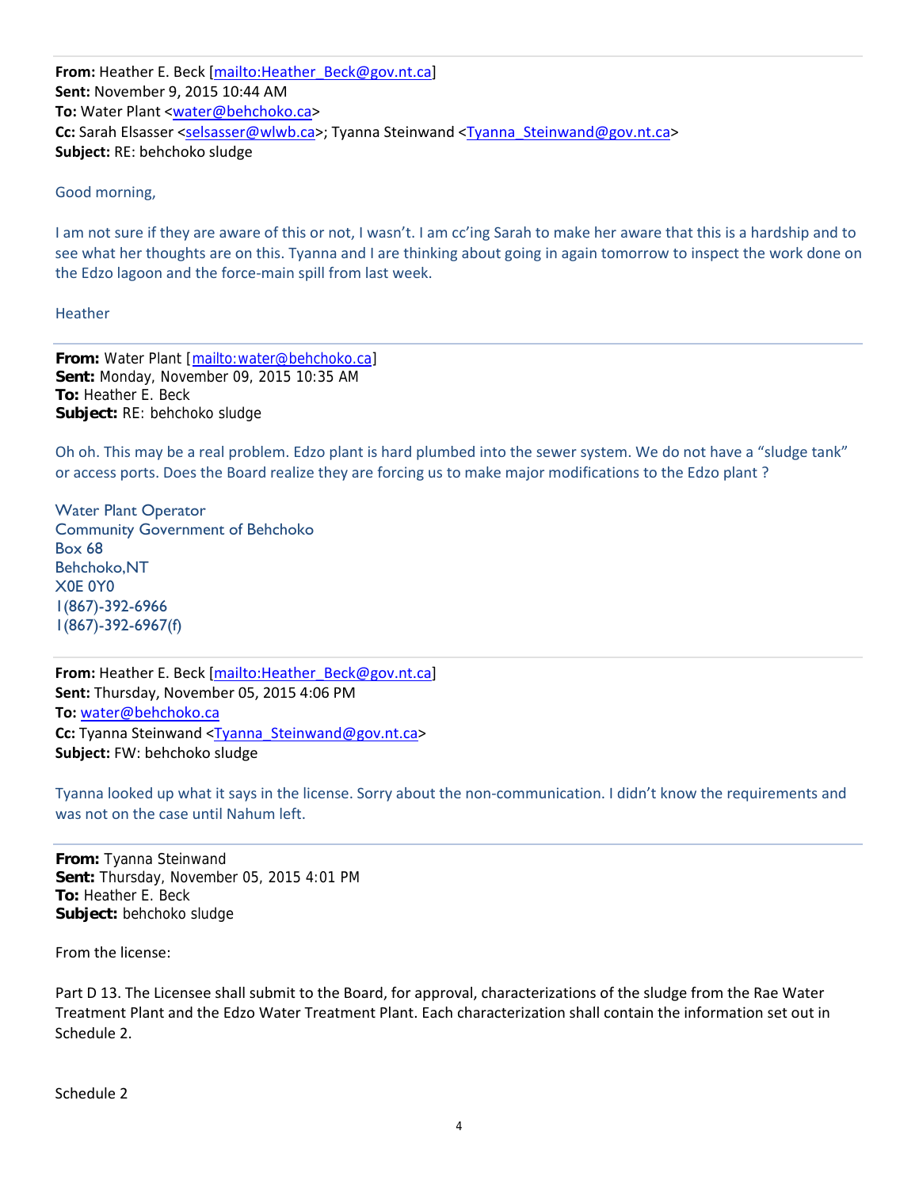**From:** Heather E. Beck [mailto:Heather_Beck@gov.nt.ca]
**Sent:** November 9, 2015 10:44 AM
**To:** Water Plant <water@behchoko.ca>
**Cc:** Sarah Elsasser <selsasser@wlwb.ca>; Tyanna Steinwand <Tyanna_Steinwand@gov.nt.ca>
**Subject:** RE: behchoko sludge

Good morning,

I am not sure if they are aware of this or not, I wasn't. I am cc'ing Sarah to make her aware that this is a hardship and to see what her thoughts are on this. Tyanna and I are thinking about going in again tomorrow to inspect the work done on the Edzo lagoon and the force-main spill from last week.

Heather

---

**From:** Water Plant [mailto:water@behchoko.ca]
**Sent:** Monday, November 09, 2015 10:35 AM
**To:** Heather E. Beck
**Subject:** RE: behchoko sludge

Oh oh. This may be a real problem. Edzo plant is hard plumbed into the sewer system. We do not have a "sludge tank" or access ports. Does the Board realize they are forcing us to make major modifications to the Edzo plant ?

Water Plant Operator
Community Government of Behchoko
Box 68
Behchoko,NT
X0E 0Y0
1(867)-392-6966
1(867)-392-6967(f)

---

**From:** Heather E. Beck [mailto:Heather_Beck@gov.nt.ca]
**Sent:** Thursday, November 05, 2015 4:06 PM
**To:** water@behchoko.ca
**Cc:** Tyanna Steinwand <Tyanna_Steinwand@gov.nt.ca>
**Subject:** FW: behchoko sludge

Tyanna looked up what it says in the license. Sorry about the non-communication. I didn't know the requirements and was not on the case until Nahum left.

---

**From:** Tyanna Steinwand
**Sent:** Thursday, November 05, 2015 4:01 PM
**To:** Heather E. Beck
**Subject:** behchoko sludge

From the license:

Part D 13. The Licensee shall submit to the Board, for approval, characterizations of the sludge from the Rae Water Treatment Plant and the Edzo Water Treatment Plant. Each characterization shall contain the information set out in Schedule 2.

Schedule 2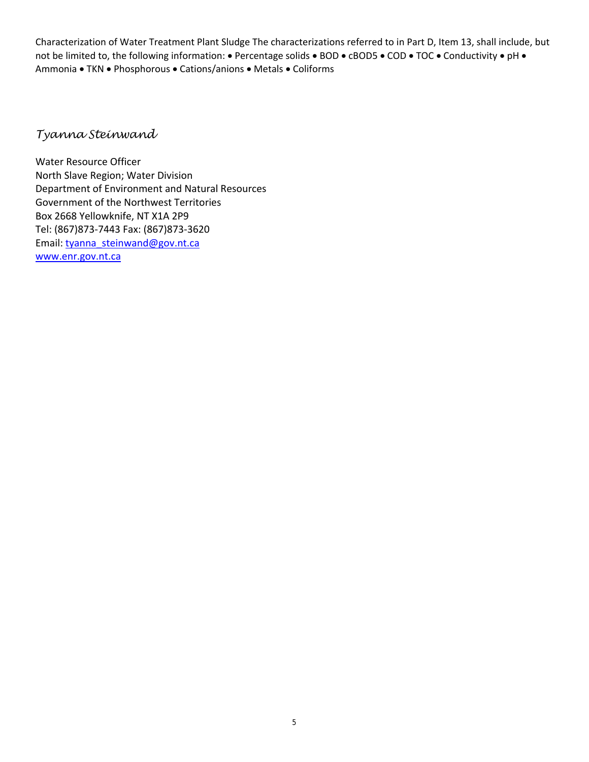Characterization of Water Treatment Plant Sludge The characterizations referred to in Part D, Item 13, shall include, but not be limited to, the following information: • Percentage solids • BOD • cBOD5 • COD • TOC • Conductivity • pH • Ammonia • TKN • Phosphorous • Cations/anions • Metals • Coliforms

*Tyanna Steinwand*

Water Resource Officer
North Slave Region; Water Division
Department of Environment and Natural Resources
Government of the Northwest Territories
Box 2668 Yellowknife, NT X1A 2P9
Tel: (867)873-7443 Fax: (867)873-3620
Email: [tyanna_steinwand@gov.nt.ca](mailto:tyanna_steinwand@gov.nt.ca)
[www.enr.gov.nt.ca](http://www.enr.gov.nt.ca)